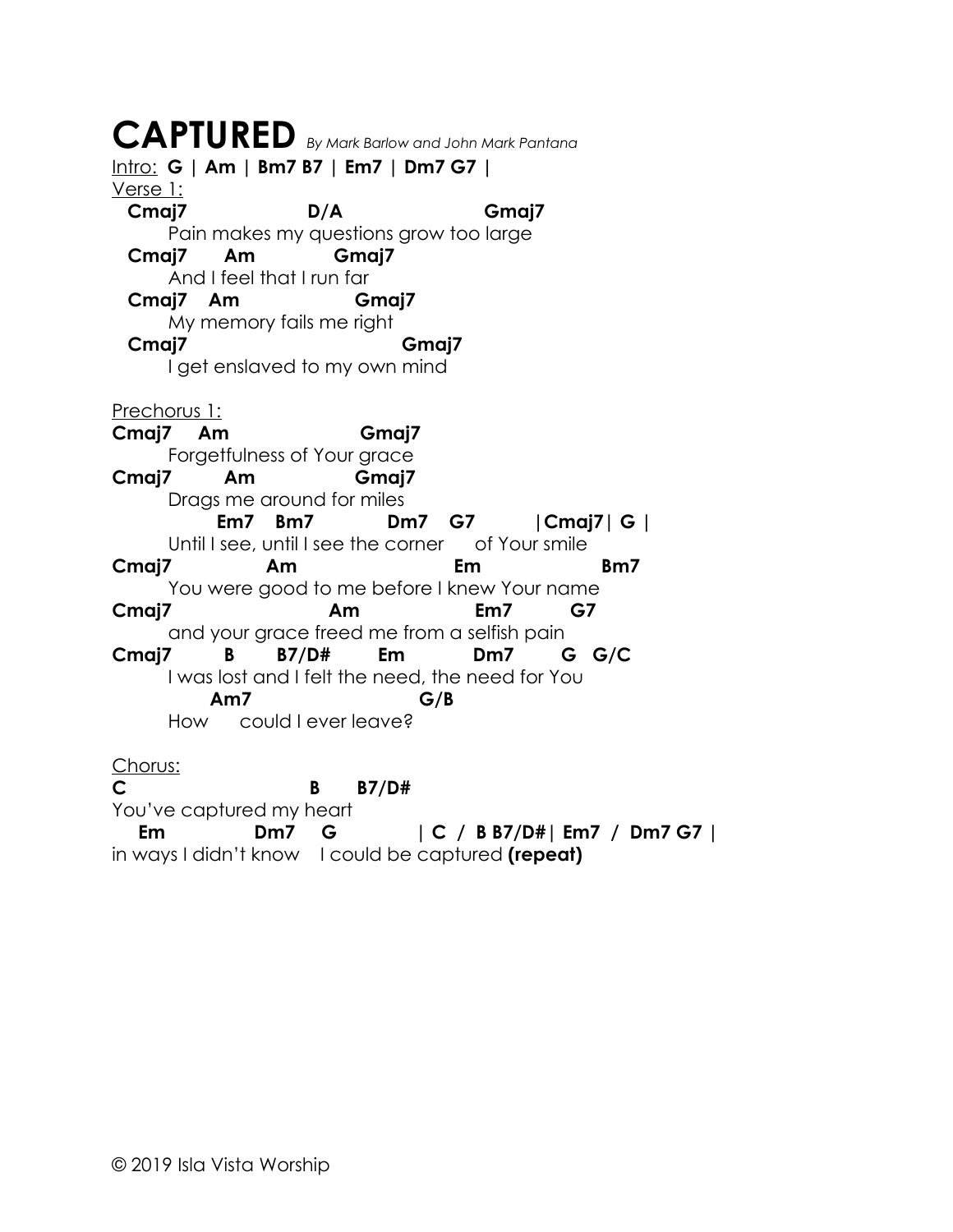# CAPTURED *By Mark Barlow and John Mark Pantana*

Intro: **G | Am | Bm7 B7 | Em7 | Dm7 G7 |**

Verse 1:

```
  Cmaj7                 D/A                    Gmaj7
        Pain makes my questions grow too large
  Cmaj7      Am            Gmaj7
        And I feel that I run far
  Cmaj7    Am                 Gmaj7
        My memory fails me right
  Cmaj7                            Gmaj7
        I get enslaved to my own mind
```

Prechorus 1:

```
Cmaj7    Am                  Gmaj7
        Forgetfulness of Your grace
Cmaj7        Am              Gmaj7
        Drags me around for miles
              Em7    Bm7            Dm7    G7         |Cmaj7| G |
        Until I see, until I see the corner      of Your smile
Cmaj7              Am                        Em                 Bm7
        You were good to me before I knew Your name
Cmaj7                     Am                 Em7          G7
        and your grace freed me from a selfish pain
Cmaj7        B       B7/D#        Em           Dm7        G   G/C
        I was lost and I felt the need, the need for You
           Am7                        G/B
        How      could I ever leave?
```

Chorus:

```
C                        B      B7/D#
You've captured my heart
   Em             Dm7    G            | C  /  B B7/D#| Em7  /  Dm7 G7 |
in ways I didn't know    I could be captured (repeat)
```

© 2019 Isla Vista Worship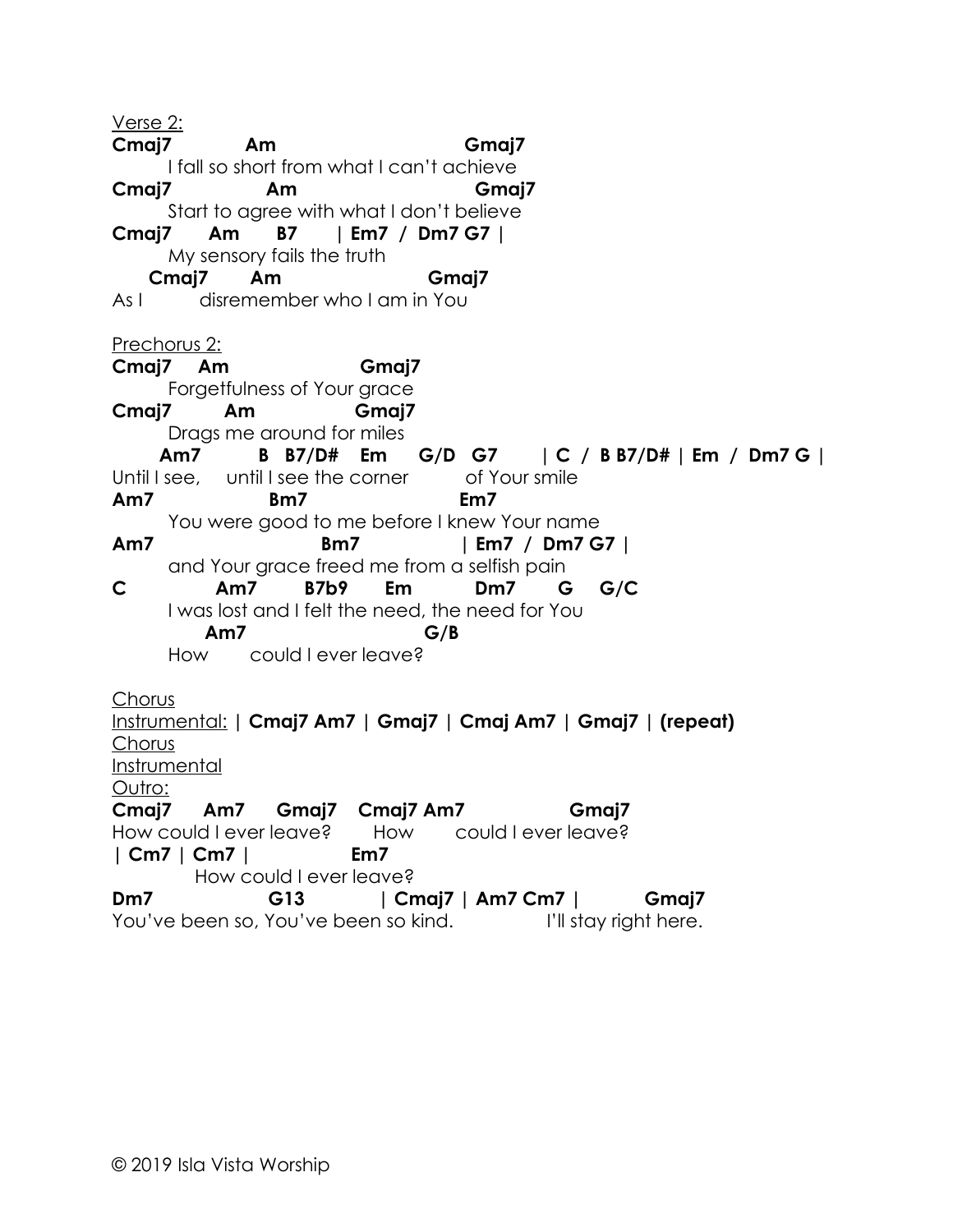Verse 2:

```
Cmaj7          Am                          Gmaj7
       I fall so short from what I can't achieve
Cmaj7              Am                       Gmaj7
       Start to agree with what I don't believe
Cmaj7      Am      B7      | Em7  /  Dm7 G7 |
       My sensory fails the truth
    Cmaj7       Am                     Gmaj7
As I        disremember who I am in You
```

Prechorus 2:

```
Cmaj7    Am                  Gmaj7
       Forgetfulness of Your grace
Cmaj7          Am              Gmaj7
       Drags me around for miles
       Am7          B   B7/D#    Em      G/D   G7       | C  /  B B7/D# | Em  /  Dm7 G |
Until I see,     until I see the corner          of Your smile
Am7                  Bm7                    Em7
       You were good to me before I knew Your name
Am7                         Bm7                  | Em7  /  Dm7 G7 |
       and Your grace freed me from a selfish pain
C            Am7       B7b9      Em          Dm7      G    G/C
       I was lost and I felt the need, the need for You
           Am7                      G/B
       How       could I ever leave?
```

Chorus

Instrumental: **| Cmaj7 Am7 | Gmaj7 | Cmaj Am7 | Gmaj7 | (repeat)**

Chorus

Instrumental

Outro:

```
Cmaj7     Am7     Gmaj7    Cmaj7 Am7              Gmaj7
How could I ever leave?       How      could I ever leave?
| Cm7 | Cm7 |               Em7
          How could I ever leave?
Dm7                G13          | Cmaj7 | Am7 Cm7 |          Gmaj7
You've been so, You've been so kind.             I'll stay right here.
```

© 2019 Isla Vista Worship